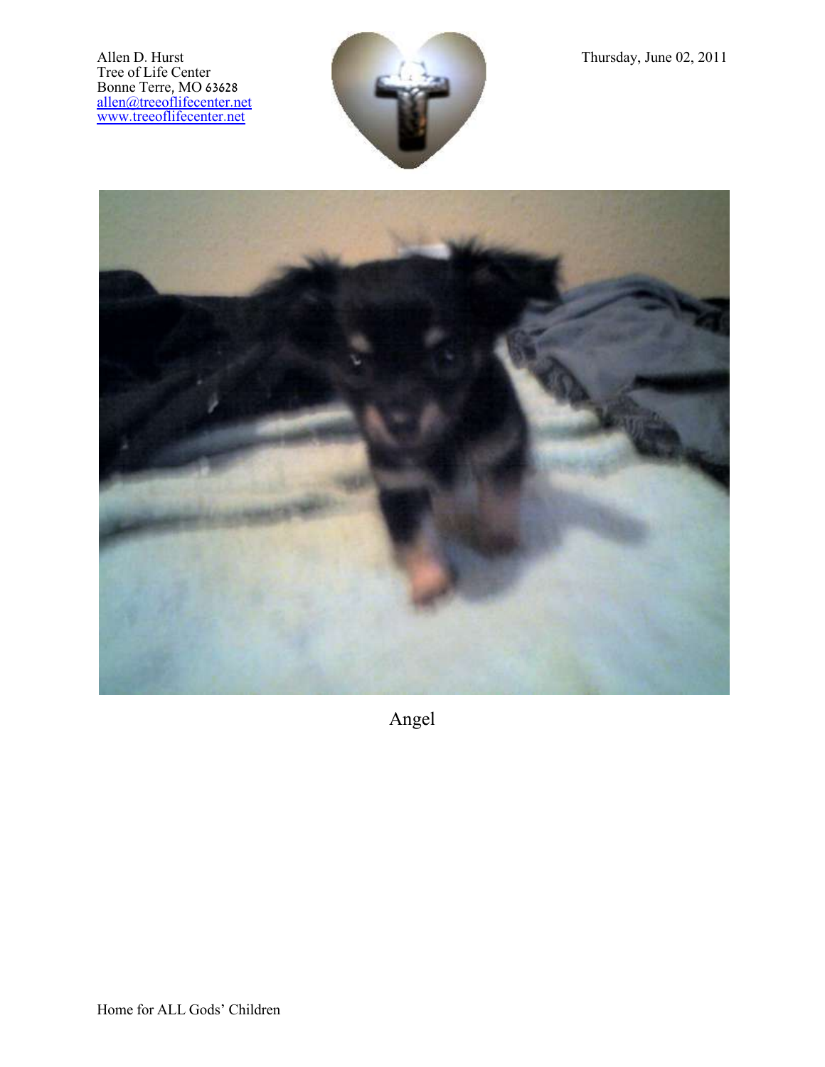Allen D. Hurst
Tree of Life Center
Bonne Terre, MO 63628
allen@treeoflifecenter.net
www.treeoflifecenter.net

Thursday, June 02, 2011

Angel

Home for ALL Gods' Children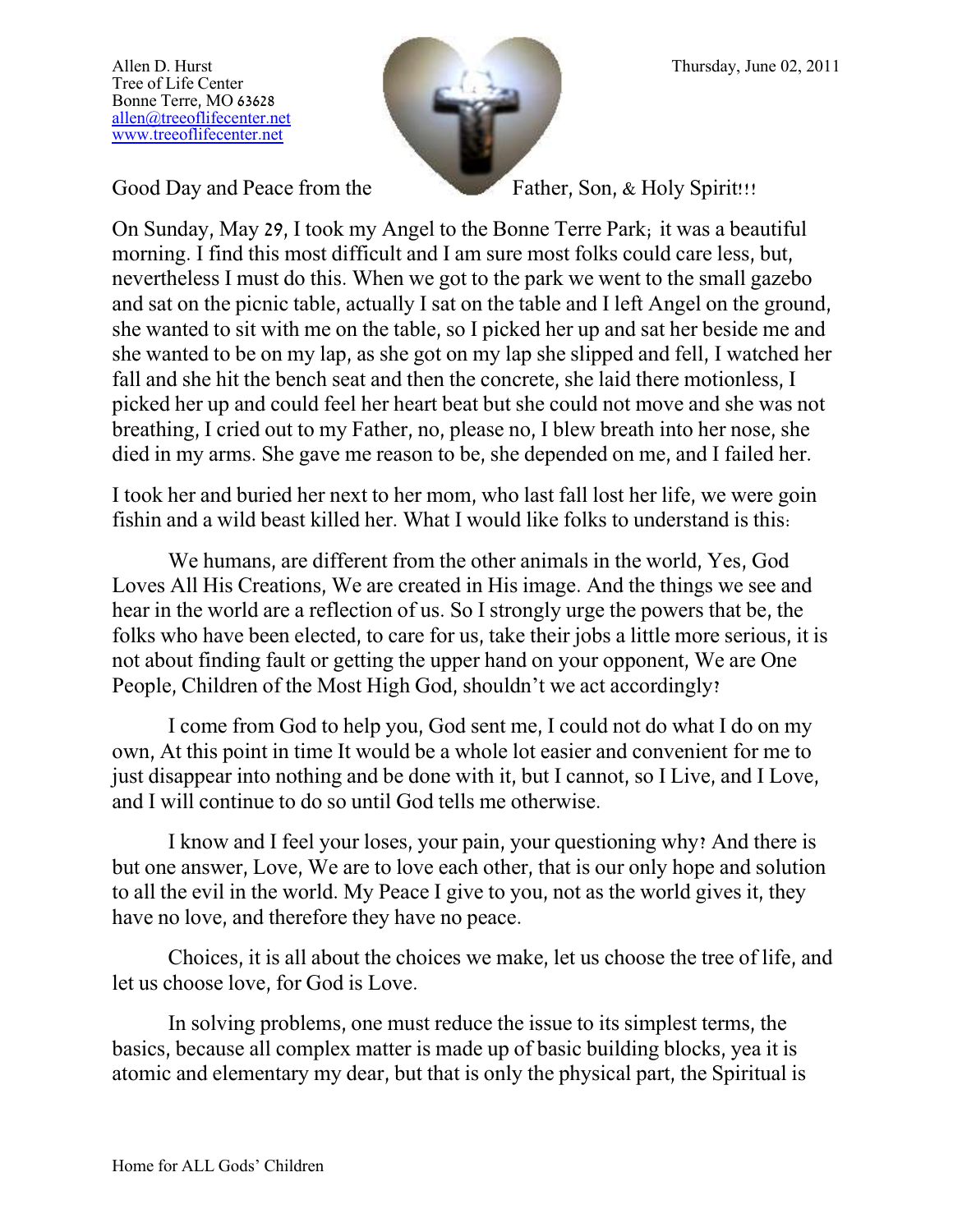Allen D. Hurst
Tree of Life Center
Bonne Terre, MO 63628
allen@treeoflifecenter.net
www.treeoflifecenter.net

Thursday, June 02, 2011

Good Day and Peace from the Father, Son, & Holy Spirit!!!

On Sunday, May 29, I took my Angel to the Bonne Terre Park; it was a beautiful morning. I find this most difficult and I am sure most folks could care less, but, nevertheless I must do this. When we got to the park we went to the small gazebo and sat on the picnic table, actually I sat on the table and I left Angel on the ground, she wanted to sit with me on the table, so I picked her up and sat her beside me and she wanted to be on my lap, as she got on my lap she slipped and fell, I watched her fall and she hit the bench seat and then the concrete, she laid there motionless, I picked her up and could feel her heart beat but she could not move and she was not breathing, I cried out to my Father, no, please no, I blew breath into her nose, she died in my arms. She gave me reason to be, she depended on me, and I failed her.

I took her and buried her next to her mom, who last fall lost her life, we were goin fishin and a wild beast killed her. What I would like folks to understand is this:

We humans, are different from the other animals in the world, Yes, God Loves All His Creations, We are created in His image. And the things we see and hear in the world are a reflection of us. So I strongly urge the powers that be, the folks who have been elected, to care for us, take their jobs a little more serious, it is not about finding fault or getting the upper hand on your opponent, We are One People, Children of the Most High God, shouldn't we act accordingly?

I come from God to help you, God sent me, I could not do what I do on my own, At this point in time It would be a whole lot easier and convenient for me to just disappear into nothing and be done with it, but I cannot, so I Live, and I Love, and I will continue to do so until God tells me otherwise.

I know and I feel your loses, your pain, your questioning why? And there is but one answer, Love, We are to love each other, that is our only hope and solution to all the evil in the world. My Peace I give to you, not as the world gives it, they have no love, and therefore they have no peace.

Choices, it is all about the choices we make, let us choose the tree of life, and let us choose love, for God is Love.

In solving problems, one must reduce the issue to its simplest terms, the basics, because all complex matter is made up of basic building blocks, yea it is atomic and elementary my dear, but that is only the physical part, the Spiritual is

Home for ALL Gods' Children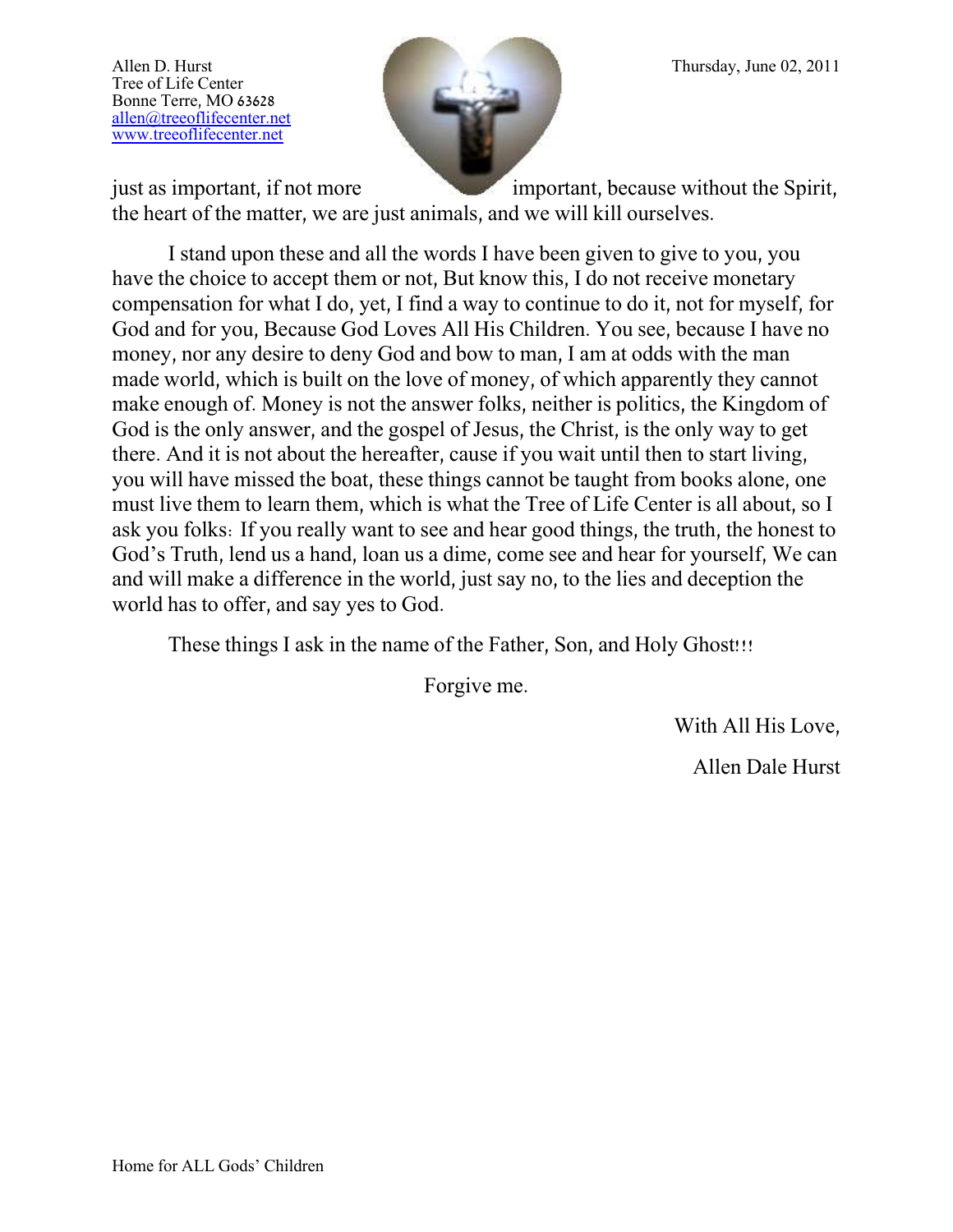Allen D. Hurst
Tree of Life Center
Bonne Terre, MO 63628
allen@treeoflifecenter.net
www.treeoflifecenter.net

Thursday, June 02, 2011

just as important, if not more important, because without the Spirit, the heart of the matter, we are just animals, and we will kill ourselves.

I stand upon these and all the words I have been given to give to you, you have the choice to accept them or not, But know this, I do not receive monetary compensation for what I do, yet, I find a way to continue to do it, not for myself, for God and for you, Because God Loves All His Children. You see, because I have no money, nor any desire to deny God and bow to man, I am at odds with the man made world, which is built on the love of money, of which apparently they cannot make enough of. Money is not the answer folks, neither is politics, the Kingdom of God is the only answer, and the gospel of Jesus, the Christ, is the only way to get there. And it is not about the hereafter, cause if you wait until then to start living, you will have missed the boat, these things cannot be taught from books alone, one must live them to learn them, which is what the Tree of Life Center is all about, so I ask you folks: If you really want to see and hear good things, the truth, the honest to God's Truth, lend us a hand, loan us a dime, come see and hear for yourself, We can and will make a difference in the world, just say no, to the lies and deception the world has to offer, and say yes to God.

These things I ask in the name of the Father, Son, and Holy Ghost!!!

Forgive me.

With All His Love,

Allen Dale Hurst

Home for ALL Gods' Children